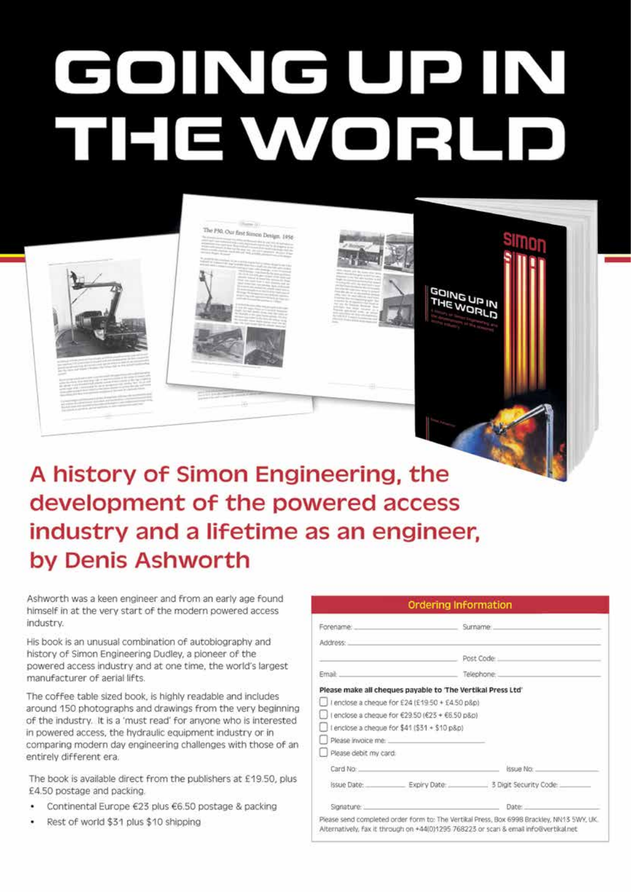# GOING UP IN THE WORLD

## A history of Simon Engineering, the development of the powered access industry and a lifetime as an engineer, by Denis Ashworth

Ashworth was a keen engineer and from an early age found himself in at the very start of the modern powered access industry.

His book is an unusual combination of autobiography and history of Simon Engineering Dudley, a pioneer of the powered access industry and at one time, the world's largest manufacturer of aerial lifts.

The coffee table sized book, is highly readable and includes around 150 photographs and drawings from the very beginning of the industry. It is a 'must read' for anyone who is interested in powered access, the hydraulic equipment industry or in comparing modern day engineering challenges with those of an entirely different era.

The book is available direct from the publishers at £19.50, plus £4.50 postage and packing.

- Continental Europe €23 plus €6.50 postage & packing
- Rest of world $31 plus $10 shipping

### Ordering Information

Forename: ______________________ Surname: ______________________

Address: ____________________________________________

______________________ Post Code: ______________________

Email: ______________________ Telephone: ______________________

**Please make all cheques payable to 'The Vertikal Press Ltd'**

- ☐ I enclose a cheque for £24 (£19.50 + £4.50 p&p)
- ☐ I enclose a cheque for €29.50 (€23 + €6.50 p&p)
- ☐ I enclose a cheque for $41 ($31 + $10 p&p)
- ☐ Please invoice me: ______________________
- ☐ Please debit my card:

Card No: ______________________ Issue No: ______________________

Issue Date: __________ Expiry Date: __________ 3 Digit Security Code: __________

Signature: ______________________ Date: ______________________

Please send completed order form to: The Vertikal Press, Box 6998 Brackley, NN13 5WY, UK. Alternatively, fax it through on +44(0)1295 768223 or scan & email info@vertikal.net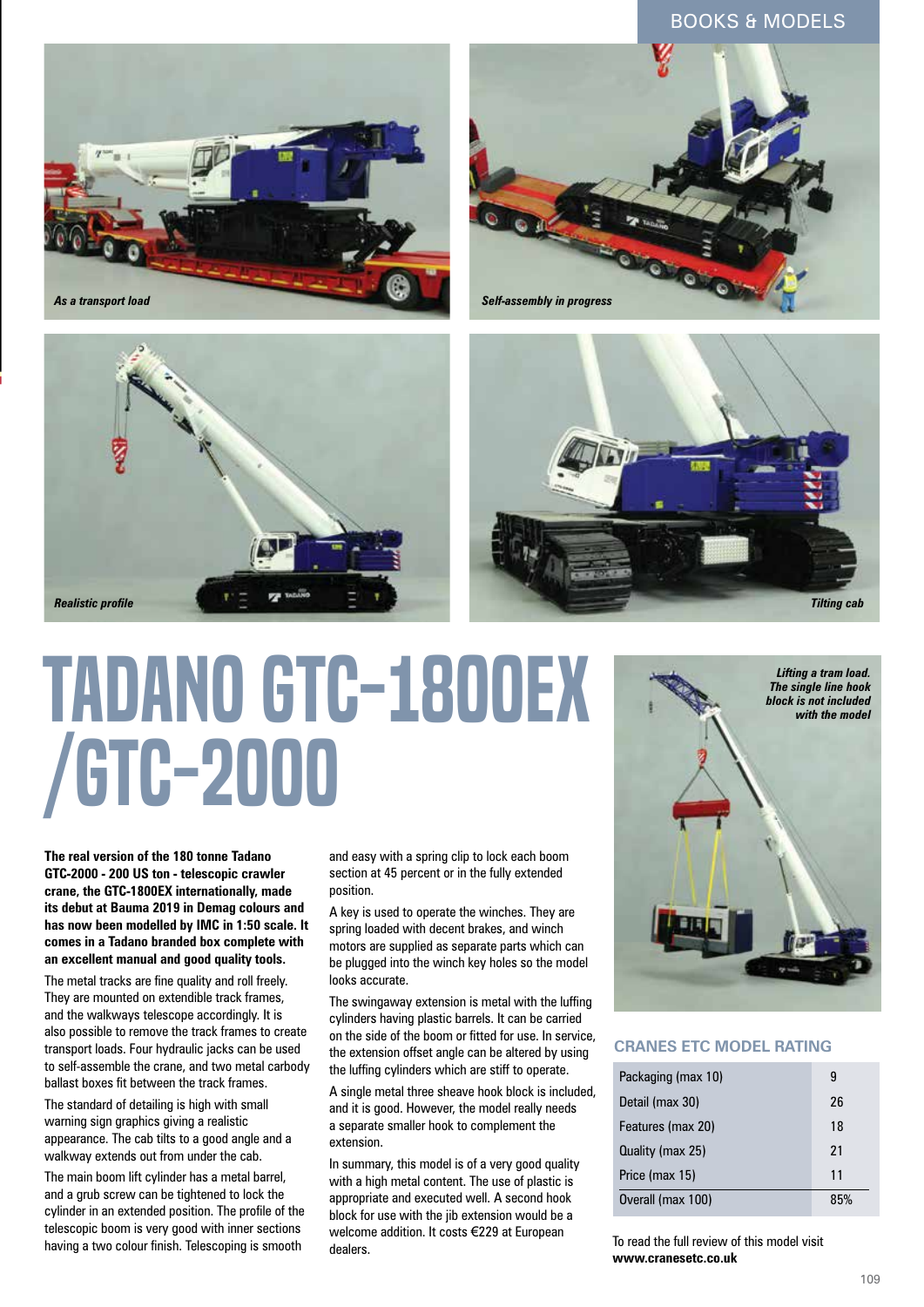*As a transport load*

*Self-assembly in progress*

*Realistic profile*

*Tilting cab*

# TADANO GTC-1800EX /GTC-2000

**The real version of the 180 tonne Tadano GTC-2000 - 200 US ton - telescopic crawler crane, the GTC-1800EX internationally, made its debut at Bauma 2019 in Demag colours and has now been modelled by IMC in 1:50 scale. It comes in a Tadano branded box complete with an excellent manual and good quality tools.**

The metal tracks are fine quality and roll freely. They are mounted on extendible track frames, and the walkways telescope accordingly. It is also possible to remove the track frames to create transport loads. Four hydraulic jacks can be used to self-assemble the crane, and two metal carbody ballast boxes fit between the track frames.

The standard of detailing is high with small warning sign graphics giving a realistic appearance. The cab tilts to a good angle and a walkway extends out from under the cab.

The main boom lift cylinder has a metal barrel, and a grub screw can be tightened to lock the cylinder in an extended position. The profile of the telescopic boom is very good with inner sections having a two colour finish. Telescoping is smooth and easy with a spring clip to lock each boom section at 45 percent or in the fully extended position.

A key is used to operate the winches. They are spring loaded with decent brakes, and winch motors are supplied as separate parts which can be plugged into the winch key holes so the model looks accurate.

The swingaway extension is metal with the luffing cylinders having plastic barrels. It can be carried on the side of the boom or fitted for use. In service, the extension offset angle can be altered by using the luffing cylinders which are stiff to operate.

A single metal three sheave hook block is included, and it is good. However, the model really needs a separate smaller hook to complement the extension.

In summary, this model is of a very good quality with a high metal content. The use of plastic is appropriate and executed well. A second hook block for use with the jib extension would be a welcome addition. It costs €229 at European dealers.

*Lifting a tram load. The single line hook block is not included with the model*

### CRANES ETC MODEL RATING

| | |
|---|---|
| Packaging (max 10) | 9 |
| Detail (max 30) | 26 |
| Features (max 20) | 18 |
| Quality (max 25) | 21 |
| Price (max 15) | 11 |
| Overall (max 100) | 85% |

To read the full review of this model visit **www.cranesetc.co.uk**